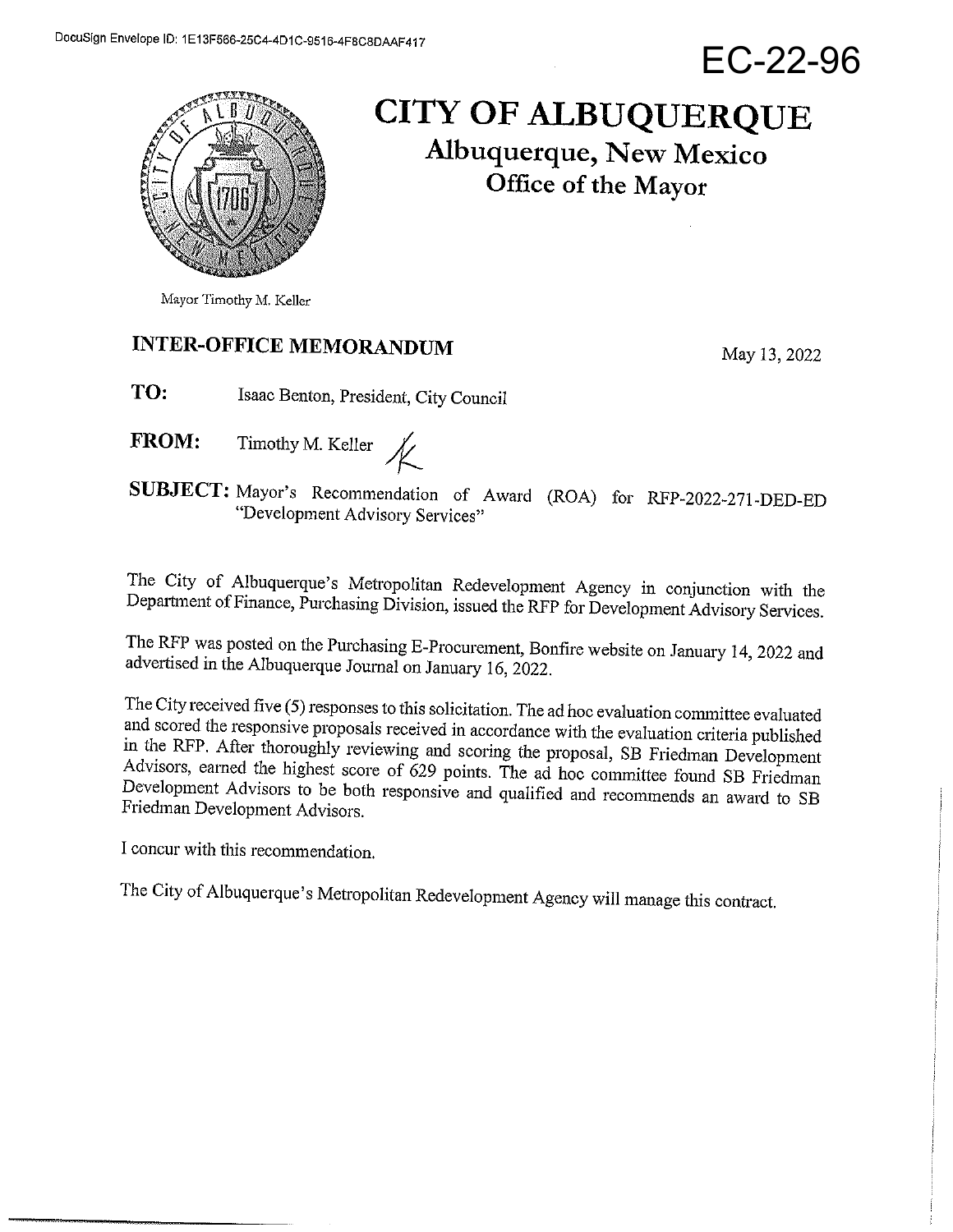DocuSign Envelope ID: 1E13F566-25C4-4D1C-9516-4F8C8DAAF417

# EC-22-96

# CITY OF ALBUQUERQUE

## Albuquerque, New Mexico
## Office of the Mayor

Mayor Timothy M. Keller

## INTER-OFFICE MEMORANDUM

May 13, 2022

**TO:** Isaac Benton, President, City Council

**FROM:** Timothy M. Keller

**SUBJECT:** Mayor's Recommendation of Award (ROA) for RFP-2022-271-DED-ED "Development Advisory Services"

The City of Albuquerque's Metropolitan Redevelopment Agency in conjunction with the Department of Finance, Purchasing Division, issued the RFP for Development Advisory Services.

The RFP was posted on the Purchasing E-Procurement, Bonfire website on January 14, 2022 and advertised in the Albuquerque Journal on January 16, 2022.

The City received five (5) responses to this solicitation. The ad hoc evaluation committee evaluated and scored the responsive proposals received in accordance with the evaluation criteria published in the RFP. After thoroughly reviewing and scoring the proposal, SB Friedman Development Advisors, earned the highest score of 629 points. The ad hoc committee found SB Friedman Development Advisors to be both responsive and qualified and recommends an award to SB Friedman Development Advisors.

I concur with this recommendation.

The City of Albuquerque's Metropolitan Redevelopment Agency will manage this contract.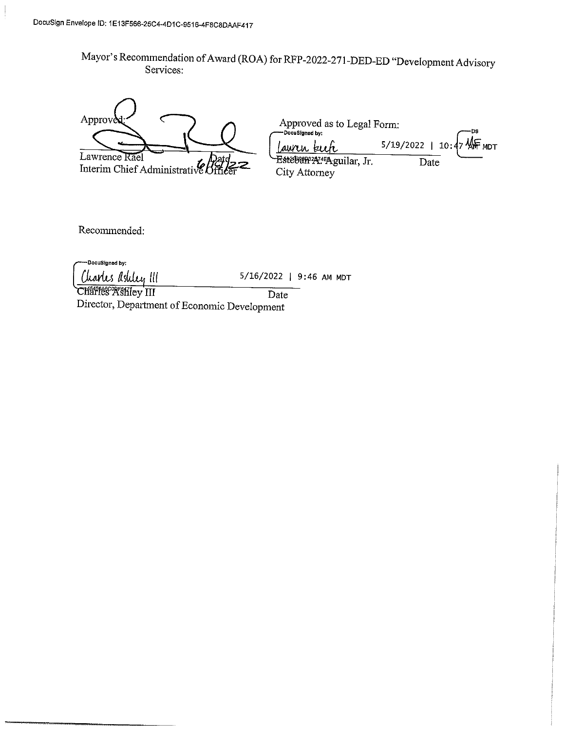Mayor's Recommendation of Award (ROA) for RFP-2022-271-DED-ED "Development Advisory Services:

Approved:

Lawrence Rael  
Interim Chief Administrative Officer  
Date 6/14/22

Approved as to Legal Form:

DocuSigned by:  
Lauren Keefe  
5/19/2022 | 10:47 AM MDT

Esteban A. Aguilar, Jr.  
City Attorney  
Date

Recommended:

DocuSigned by:  
Charles Ashley III  
5/16/2022 | 9:46 AM MDT

Charles Ashley III  
Director, Department of Economic Development  
Date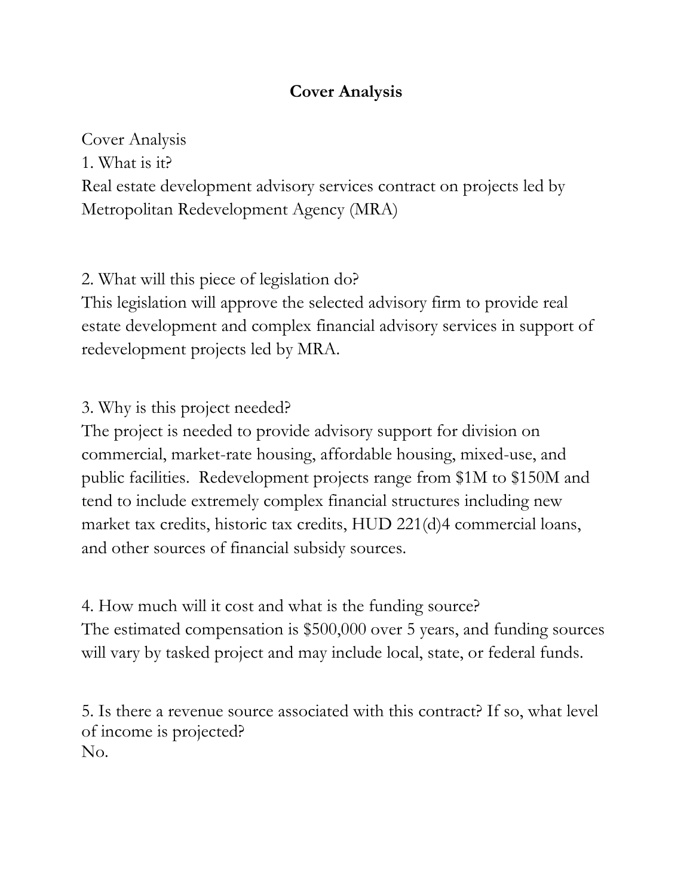# Cover Analysis

Cover Analysis

1. What is it?

Real estate development advisory services contract on projects led by Metropolitan Redevelopment Agency (MRA)

2. What will this piece of legislation do?

This legislation will approve the selected advisory firm to provide real estate development and complex financial advisory services in support of redevelopment projects led by MRA.

3. Why is this project needed?

The project is needed to provide advisory support for division on commercial, market-rate housing, affordable housing, mixed-use, and public facilities. Redevelopment projects range from $1M to $150M and tend to include extremely complex financial structures including new market tax credits, historic tax credits, HUD 221(d)4 commercial loans, and other sources of financial subsidy sources.

4. How much will it cost and what is the funding source?

The estimated compensation is $500,000 over 5 years, and funding sources will vary by tasked project and may include local, state, or federal funds.

5. Is there a revenue source associated with this contract? If so, what level of income is projected?

No.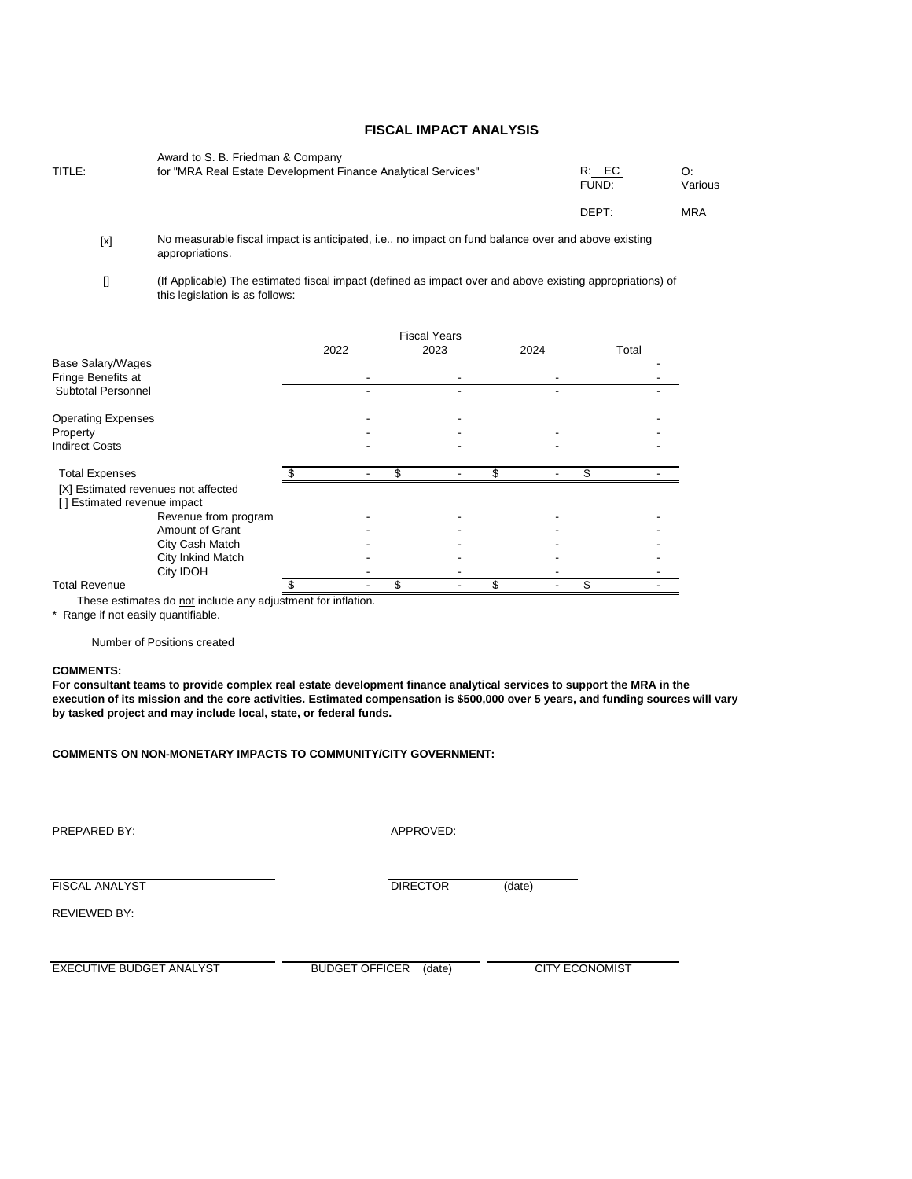## FISCAL IMPACT ANALYSIS

TITLE: Award to S. B. Friedman & Company for "MRA Real Estate Development Finance Analytical Services"

R: EC

FUND:

O: Various

DEPT: MRA

[x] No measurable fiscal impact is anticipated, i.e., no impact on fund balance over and above existing appropriations.

[] (If Applicable) The estimated fiscal impact (defined as impact over and above existing appropriations) of this legislation is as follows:

| | Fiscal Years 2022 | 2023 | 2024 | Total |
|---|---|---|---|---|
| Base Salary/Wages | | | | - |
| Fringe Benefits at | - | - | - | - |
| Subtotal Personnel | - | - | - | - |
| Operating Expenses | - | - | | - |
| Property | - | - | - | - |
| Indirect Costs | - | - | - | - |
| Total Expenses | $ - | $ - | $ - | $ - |
| [X] Estimated revenues not affected | | | | |
| [ ] Estimated revenue impact | | | | |
| Revenue from program | - | - | - | - |
| Amount of Grant | - | - | - | - |
| City Cash Match | - | - | - | - |
| City Inkind Match | - | - | - | - |
| City IDOH | - | - | - | - |
| Total Revenue | $ - | $ - | $ - | $ - |

These estimates do not include any adjustment for inflation.

* Range if not easily quantifiable.

Number of Positions created

**COMMENTS:**

**For consultant teams to provide complex real estate development finance analytical services to support the MRA in the execution of its mission and the core activities. Estimated compensation is $500,000 over 5 years, and funding sources will vary by tasked project and may include local, state, or federal funds.**

**COMMENTS ON NON-MONETARY IMPACTS TO COMMUNITY/CITY GOVERNMENT:**

PREPARED BY:

APPROVED:

FISCAL ANALYST

DIRECTOR (date)

REVIEWED BY:

EXECUTIVE BUDGET ANALYST

BUDGET OFFICER (date)

CITY ECONOMIST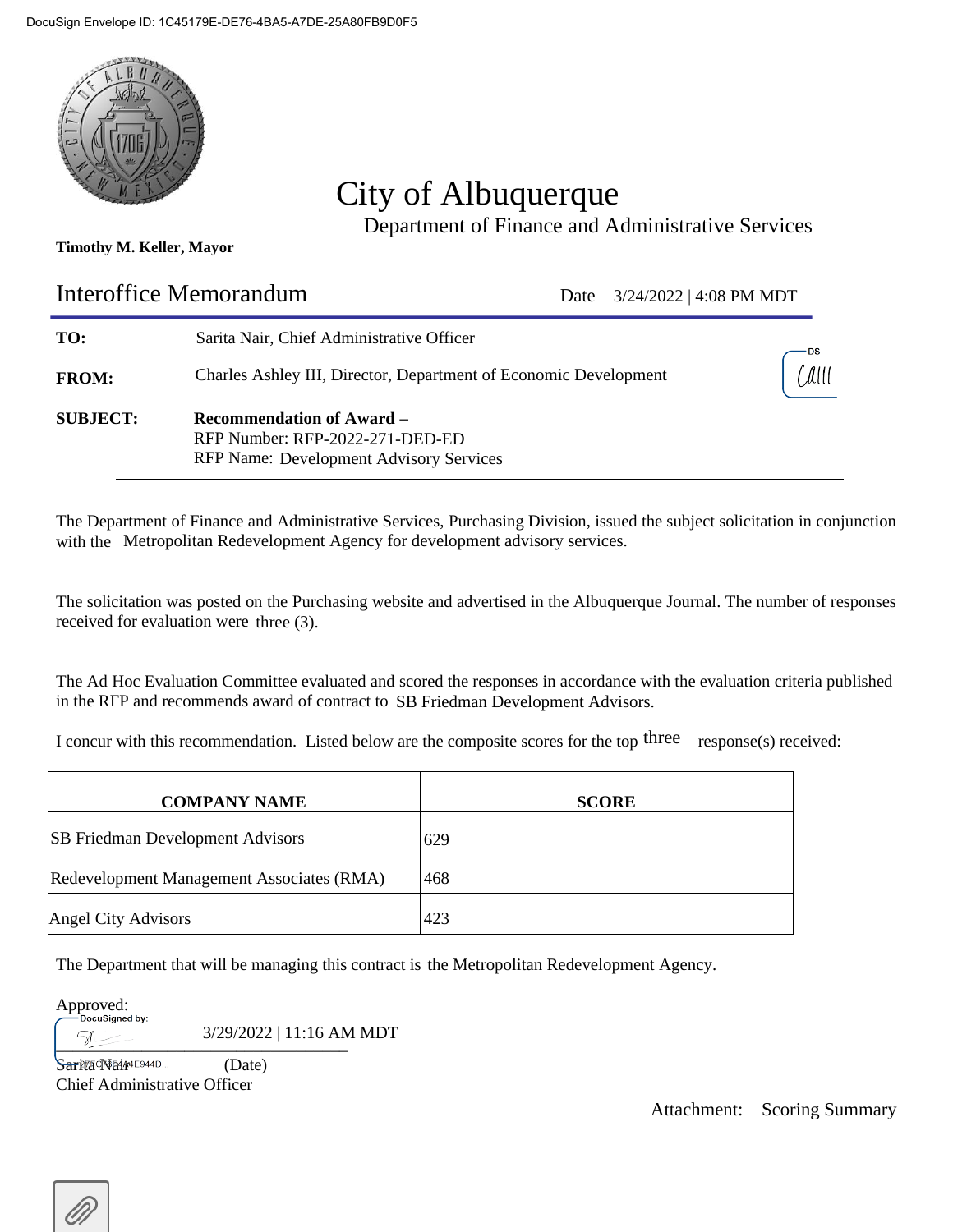DocuSign Envelope ID: 1C45179E-DE76-4BA5-A7DE-25A80FB9D0F5

# City of Albuquerque

Department of Finance and Administrative Services

**Timothy M. Keller, Mayor**

## Interoffice Memorandum

Date 3/24/2022 | 4:08 PM MDT

**TO:** Sarita Nair, Chief Administrative Officer

**FROM:** Charles Ashley III, Director, Department of Economic Development

**SUBJECT:** **Recommendation of Award –**
RFP Number: RFP-2022-271-DED-ED
RFP Name: Development Advisory Services

The Department of Finance and Administrative Services, Purchasing Division, issued the subject solicitation in conjunction with the Metropolitan Redevelopment Agency for development advisory services.

The solicitation was posted on the Purchasing website and advertised in the Albuquerque Journal. The number of responses received for evaluation were three (3).

The Ad Hoc Evaluation Committee evaluated and scored the responses in accordance with the evaluation criteria published in the RFP and recommends award of contract to SB Friedman Development Advisors.

I concur with this recommendation. Listed below are the composite scores for the top three response(s) received:

| COMPANY NAME | SCORE |
|---|---|
| SB Friedman Development Advisors | 629 |
| Redevelopment Management Associates (RMA) | 468 |
| Angel City Advisors | 423 |

The Department that will be managing this contract is the Metropolitan Redevelopment Agency.

Approved:

DocuSigned by:

3/29/2022 | 11:16 AM MDT

Sarita Nair (Date)
Chief Administrative Officer

Attachment: Scoring Summary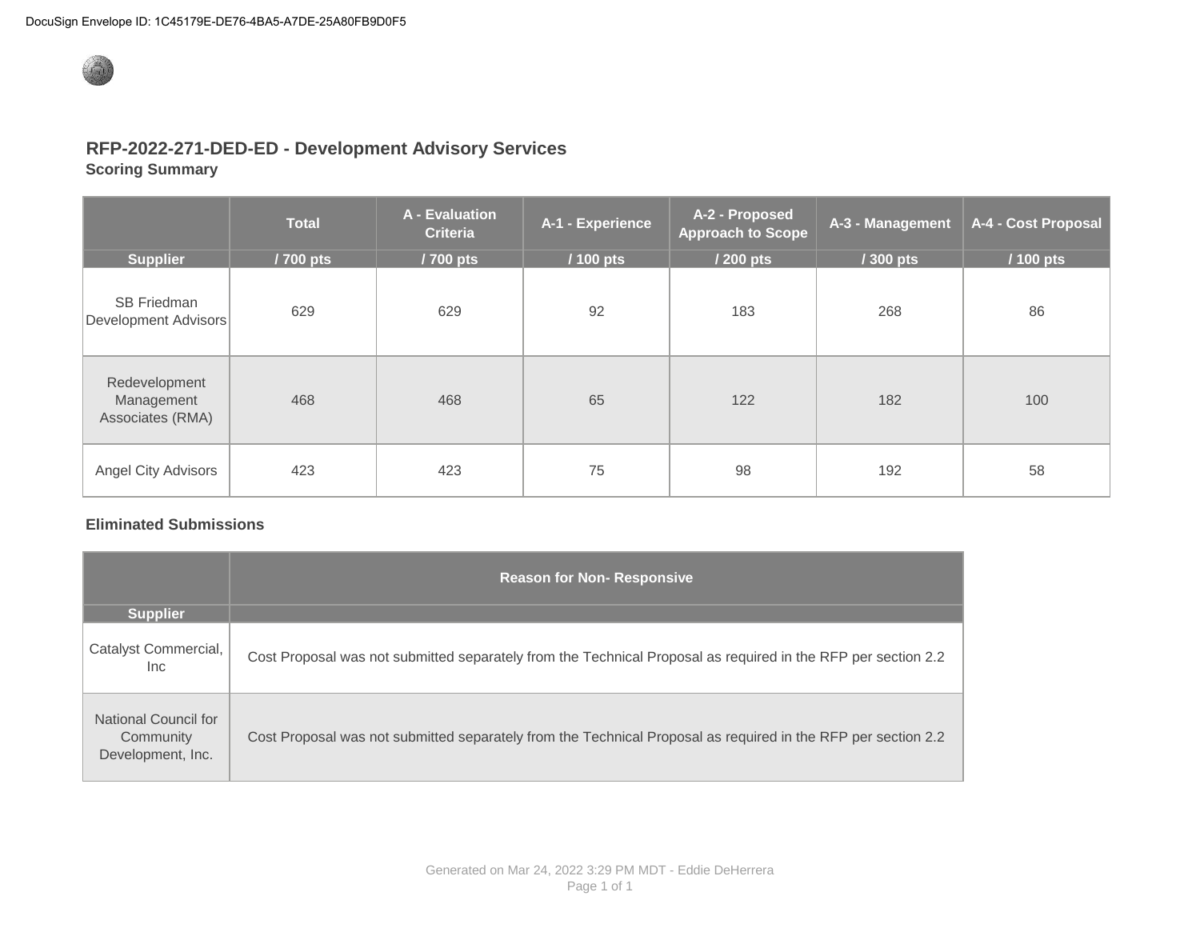DocuSign Envelope ID: 1C45179E-DE76-4BA5-A7DE-25A80FB9D0F5

## RFP-2022-271-DED-ED - Development Advisory Services

**Scoring Summary**

| Supplier | Total / 700 pts | A - Evaluation Criteria / 700 pts | A-1 - Experience / 100 pts | A-2 - Proposed Approach to Scope / 200 pts | A-3 - Management / 300 pts | A-4 - Cost Proposal / 100 pts |
|---|---|---|---|---|---|---|
| SB Friedman Development Advisors | 629 | 629 | 92 | 183 | 268 | 86 |
| Redevelopment Management Associates (RMA) | 468 | 468 | 65 | 122 | 182 | 100 |
| Angel City Advisors | 423 | 423 | 75 | 98 | 192 | 58 |

**Eliminated Submissions**

| Supplier | Reason for Non- Responsive |
|---|---|
| Catalyst Commercial, Inc | Cost Proposal was not submitted separately from the Technical Proposal as required in the RFP per section 2.2 |
| National Council for Community Development, Inc. | Cost Proposal was not submitted separately from the Technical Proposal as required in the RFP per section 2.2 |

Generated on Mar 24, 2022 3:29 PM MDT - Eddie DeHerrera